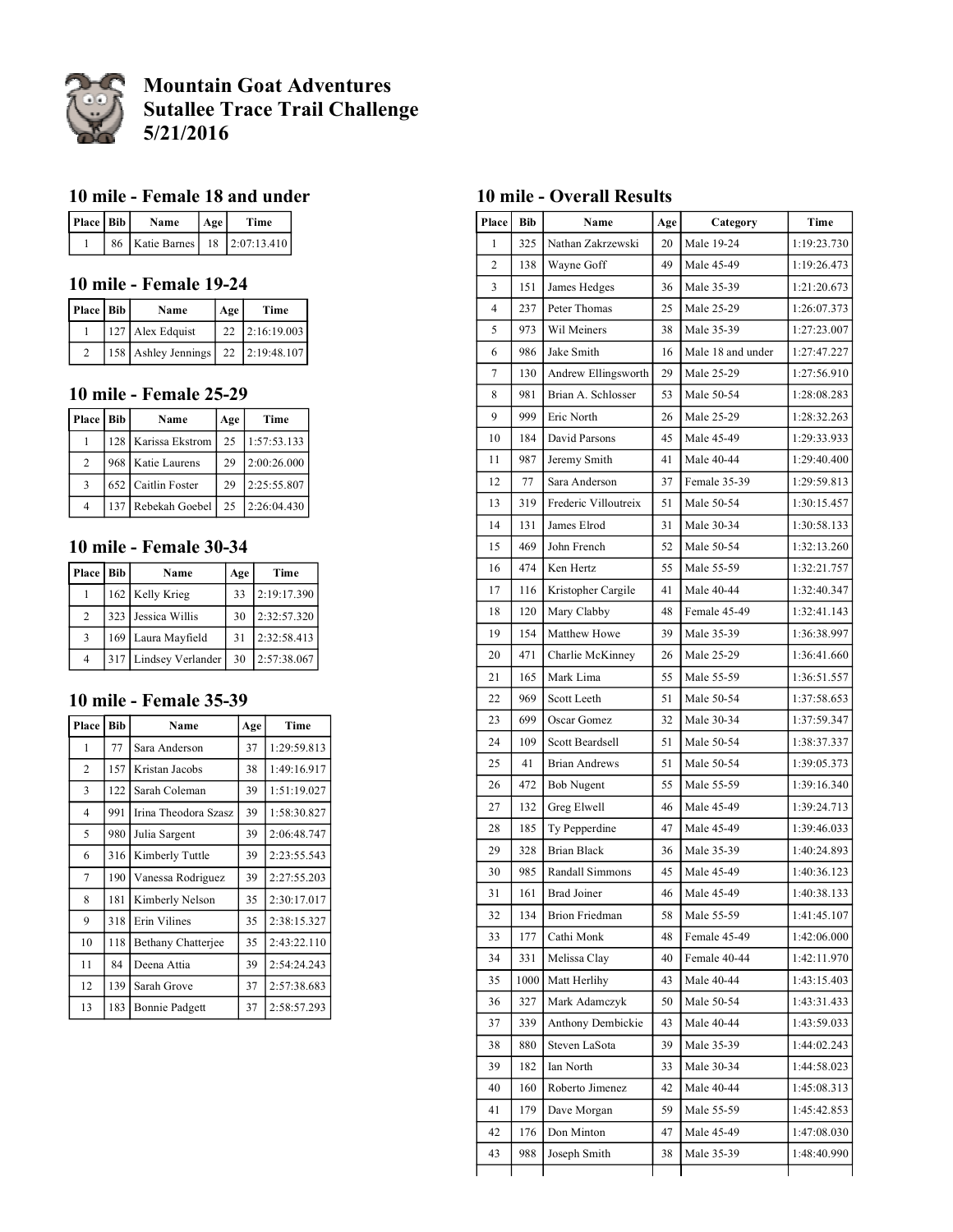# Mountain Goat Adventures
# Sutallee Trace Trail Challenge
# 5/21/2016

## 10 mile - Female 18 and under

| Place | Bib | Name | Age | Time |
|---|---|---|---|---|
| 1 | 86 | Katie Barnes | 18 | 2:07:13.410 |

## 10 mile - Female 19-24

| Place | Bib | Name | Age | Time |
|---|---|---|---|---|
| 1 | 127 | Alex Edquist | 22 | 2:16:19.003 |
| 2 | 158 | Ashley Jennings | 22 | 2:19:48.107 |

## 10 mile - Female 25-29

| Place | Bib | Name | Age | Time |
|---|---|---|---|---|
| 1 | 128 | Karissa Ekstrom | 25 | 1:57:53.133 |
| 2 | 968 | Katie Laurens | 29 | 2:00:26.000 |
| 3 | 652 | Caitlin Foster | 29 | 2:25:55.807 |
| 4 | 137 | Rebekah Goebel | 25 | 2:26:04.430 |

## 10 mile - Female 30-34

| Place | Bib | Name | Age | Time |
|---|---|---|---|---|
| 1 | 162 | Kelly Krieg | 33 | 2:19:17.390 |
| 2 | 323 | Jessica Willis | 30 | 2:32:57.320 |
| 3 | 169 | Laura Mayfield | 31 | 2:32:58.413 |
| 4 | 317 | Lindsey Verlander | 30 | 2:57:38.067 |

## 10 mile - Female 35-39

| Place | Bib | Name | Age | Time |
|---|---|---|---|---|
| 1 | 77 | Sara Anderson | 37 | 1:29:59.813 |
| 2 | 157 | Kristan Jacobs | 38 | 1:49:16.917 |
| 3 | 122 | Sarah Coleman | 39 | 1:51:19.027 |
| 4 | 991 | Irina Theodora Szasz | 39 | 1:58:30.827 |
| 5 | 980 | Julia Sargent | 39 | 2:06:48.747 |
| 6 | 316 | Kimberly Tuttle | 39 | 2:23:55.543 |
| 7 | 190 | Vanessa Rodriguez | 39 | 2:27:55.203 |
| 8 | 181 | Kimberly Nelson | 35 | 2:30:17.017 |
| 9 | 318 | Erin Vilines | 35 | 2:38:15.327 |
| 10 | 118 | Bethany Chatterjee | 35 | 2:43:22.110 |
| 11 | 84 | Deena Attia | 39 | 2:54:24.243 |
| 12 | 139 | Sarah Grove | 37 | 2:57:38.683 |
| 13 | 183 | Bonnie Padgett | 37 | 2:58:57.293 |

## 10 mile - Overall Results

| Place | Bib | Name | Age | Category | Time |
|---|---|---|---|---|---|
| 1 | 325 | Nathan Zakrzewski | 20 | Male 19-24 | 1:19:23.730 |
| 2 | 138 | Wayne Goff | 49 | Male 45-49 | 1:19:26.473 |
| 3 | 151 | James Hedges | 36 | Male 35-39 | 1:21:20.673 |
| 4 | 237 | Peter Thomas | 25 | Male 25-29 | 1:26:07.373 |
| 5 | 973 | Wil Meiners | 38 | Male 35-39 | 1:27:23.007 |
| 6 | 986 | Jake Smith | 16 | Male 18 and under | 1:27:47.227 |
| 7 | 130 | Andrew Ellingsworth | 29 | Male 25-29 | 1:27:56.910 |
| 8 | 981 | Brian A. Schlosser | 53 | Male 50-54 | 1:28:08.283 |
| 9 | 999 | Eric North | 26 | Male 25-29 | 1:28:32.263 |
| 10 | 184 | David Parsons | 45 | Male 45-49 | 1:29:33.933 |
| 11 | 987 | Jeremy Smith | 41 | Male 40-44 | 1:29:40.400 |
| 12 | 77 | Sara Anderson | 37 | Female 35-39 | 1:29:59.813 |
| 13 | 319 | Frederic Villoutreix | 51 | Male 50-54 | 1:30:15.457 |
| 14 | 131 | James Elrod | 31 | Male 30-34 | 1:30:58.133 |
| 15 | 469 | John French | 52 | Male 50-54 | 1:32:13.260 |
| 16 | 474 | Ken Hertz | 55 | Male 55-59 | 1:32:21.757 |
| 17 | 116 | Kristopher Cargile | 41 | Male 40-44 | 1:32:40.347 |
| 18 | 120 | Mary Clabby | 48 | Female 45-49 | 1:32:41.143 |
| 19 | 154 | Matthew Howe | 39 | Male 35-39 | 1:36:38.997 |
| 20 | 471 | Charlie McKinney | 26 | Male 25-29 | 1:36:41.660 |
| 21 | 165 | Mark Lima | 55 | Male 55-59 | 1:36:51.557 |
| 22 | 969 | Scott Leeth | 51 | Male 50-54 | 1:37:58.653 |
| 23 | 699 | Oscar Gomez | 32 | Male 30-34 | 1:37:59.347 |
| 24 | 109 | Scott Beardsell | 51 | Male 50-54 | 1:38:37.337 |
| 25 | 41 | Brian Andrews | 51 | Male 50-54 | 1:39:05.373 |
| 26 | 472 | Bob Nugent | 55 | Male 55-59 | 1:39:16.340 |
| 27 | 132 | Greg Elwell | 46 | Male 45-49 | 1:39:24.713 |
| 28 | 185 | Ty Pepperdine | 47 | Male 45-49 | 1:39:46.033 |
| 29 | 328 | Brian Black | 36 | Male 35-39 | 1:40:24.893 |
| 30 | 985 | Randall Simmons | 45 | Male 45-49 | 1:40:36.123 |
| 31 | 161 | Brad Joiner | 46 | Male 45-49 | 1:40:38.133 |
| 32 | 134 | Brion Friedman | 58 | Male 55-59 | 1:41:45.107 |
| 33 | 177 | Cathi Monk | 48 | Female 45-49 | 1:42:06.000 |
| 34 | 331 | Melissa Clay | 40 | Female 40-44 | 1:42:11.970 |
| 35 | 1000 | Matt Herlihy | 43 | Male 40-44 | 1:43:15.403 |
| 36 | 327 | Mark Adamczyk | 50 | Male 50-54 | 1:43:31.433 |
| 37 | 339 | Anthony Dembickie | 43 | Male 40-44 | 1:43:59.033 |
| 38 | 880 | Steven LaSota | 39 | Male 35-39 | 1:44:02.243 |
| 39 | 182 | Ian North | 33 | Male 30-34 | 1:44:58.023 |
| 40 | 160 | Roberto Jimenez | 42 | Male 40-44 | 1:45:08.313 |
| 41 | 179 | Dave Morgan | 59 | Male 55-59 | 1:45:42.853 |
| 42 | 176 | Don Minton | 47 | Male 45-49 | 1:47:08.030 |
| 43 | 988 | Joseph Smith | 38 | Male 35-39 | 1:48:40.990 |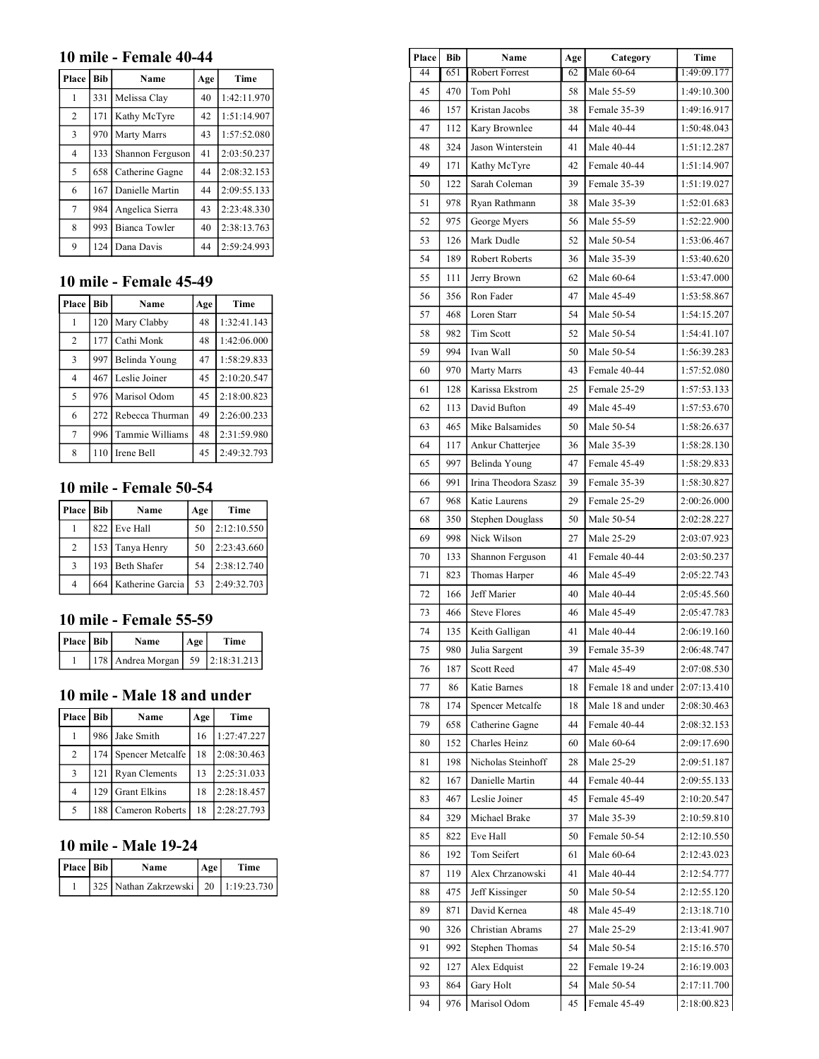## 10 mile - Female 40-44

| Place | Bib | Name | Age | Time |
|---|---|---|---|---|
| 1 | 331 | Melissa Clay | 40 | 1:42:11.970 |
| 2 | 171 | Kathy McTyre | 42 | 1:51:14.907 |
| 3 | 970 | Marty Marrs | 43 | 1:57:52.080 |
| 4 | 133 | Shannon Ferguson | 41 | 2:03:50.237 |
| 5 | 658 | Catherine Gagne | 44 | 2:08:32.153 |
| 6 | 167 | Danielle Martin | 44 | 2:09:55.133 |
| 7 | 984 | Angelica Sierra | 43 | 2:23:48.330 |
| 8 | 993 | Bianca Towler | 40 | 2:38:13.763 |
| 9 | 124 | Dana Davis | 44 | 2:59:24.993 |

## 10 mile - Female 45-49

| Place | Bib | Name | Age | Time |
|---|---|---|---|---|
| 1 | 120 | Mary Clabby | 48 | 1:32:41.143 |
| 2 | 177 | Cathi Monk | 48 | 1:42:06.000 |
| 3 | 997 | Belinda Young | 47 | 1:58:29.833 |
| 4 | 467 | Leslie Joiner | 45 | 2:10:20.547 |
| 5 | 976 | Marisol Odom | 45 | 2:18:00.823 |
| 6 | 272 | Rebecca Thurman | 49 | 2:26:00.233 |
| 7 | 996 | Tammie Williams | 48 | 2:31:59.980 |
| 8 | 110 | Irene Bell | 45 | 2:49:32.793 |

## 10 mile - Female 50-54

| Place | Bib | Name | Age | Time |
|---|---|---|---|---|
| 1 | 822 | Eve Hall | 50 | 2:12:10.550 |
| 2 | 153 | Tanya Henry | 50 | 2:23:43.660 |
| 3 | 193 | Beth Shafer | 54 | 2:38:12.740 |
| 4 | 664 | Katherine Garcia | 53 | 2:49:32.703 |

## 10 mile - Female 55-59

| Place | Bib | Name | Age | Time |
|---|---|---|---|---|
| 1 | 178 | Andrea Morgan | 59 | 2:18:31.213 |

## 10 mile - Male 18 and under

| Place | Bib | Name | Age | Time |
|---|---|---|---|---|
| 1 | 986 | Jake Smith | 16 | 1:27:47.227 |
| 2 | 174 | Spencer Metcalfe | 18 | 2:08:30.463 |
| 3 | 121 | Ryan Clements | 13 | 2:25:31.033 |
| 4 | 129 | Grant Elkins | 18 | 2:28:18.457 |
| 5 | 188 | Cameron Roberts | 18 | 2:28:27.793 |

## 10 mile - Male 19-24

| Place | Bib | Name | Age | Time |
|---|---|---|---|---|
| 1 | 325 | Nathan Zakrzewski | 20 | 1:19:23.730 |

| Place | Bib | Name | Age | Category | Time |
|---|---|---|---|---|---|
| 44 | 651 | Robert Forrest | 62 | Male 60-64 | 1:49:09.177 |
| 45 | 470 | Tom Pohl | 58 | Male 55-59 | 1:49:10.300 |
| 46 | 157 | Kristan Jacobs | 38 | Female 35-39 | 1:49:16.917 |
| 47 | 112 | Kary Brownlee | 44 | Male 40-44 | 1:50:48.043 |
| 48 | 324 | Jason Winterstein | 41 | Male 40-44 | 1:51:12.287 |
| 49 | 171 | Kathy McTyre | 42 | Female 40-44 | 1:51:14.907 |
| 50 | 122 | Sarah Coleman | 39 | Female 35-39 | 1:51:19.027 |
| 51 | 978 | Ryan Rathmann | 38 | Male 35-39 | 1:52:01.683 |
| 52 | 975 | George Myers | 56 | Male 55-59 | 1:52:22.900 |
| 53 | 126 | Mark Dudle | 52 | Male 50-54 | 1:53:06.467 |
| 54 | 189 | Robert Roberts | 36 | Male 35-39 | 1:53:40.620 |
| 55 | 111 | Jerry Brown | 62 | Male 60-64 | 1:53:47.000 |
| 56 | 356 | Ron Fader | 47 | Male 45-49 | 1:53:58.867 |
| 57 | 468 | Loren Starr | 54 | Male 50-54 | 1:54:15.207 |
| 58 | 982 | Tim Scott | 52 | Male 50-54 | 1:54:41.107 |
| 59 | 994 | Ivan Wall | 50 | Male 50-54 | 1:56:39.283 |
| 60 | 970 | Marty Marrs | 43 | Female 40-44 | 1:57:52.080 |
| 61 | 128 | Karissa Ekstrom | 25 | Female 25-29 | 1:57:53.133 |
| 62 | 113 | David Bufton | 49 | Male 45-49 | 1:57:53.670 |
| 63 | 465 | Mike Balsamides | 50 | Male 50-54 | 1:58:26.637 |
| 64 | 117 | Ankur Chatterjee | 36 | Male 35-39 | 1:58:28.130 |
| 65 | 997 | Belinda Young | 47 | Female 45-49 | 1:58:29.833 |
| 66 | 991 | Irina Theodora Szasz | 39 | Female 35-39 | 1:58:30.827 |
| 67 | 968 | Katie Laurens | 29 | Female 25-29 | 2:00:26.000 |
| 68 | 350 | Stephen Douglass | 50 | Male 50-54 | 2:02:28.227 |
| 69 | 998 | Nick Wilson | 27 | Male 25-29 | 2:03:07.923 |
| 70 | 133 | Shannon Ferguson | 41 | Female 40-44 | 2:03:50.237 |
| 71 | 823 | Thomas Harper | 46 | Male 45-49 | 2:05:22.743 |
| 72 | 166 | Jeff Marier | 40 | Male 40-44 | 2:05:45.560 |
| 73 | 466 | Steve Flores | 46 | Male 45-49 | 2:05:47.783 |
| 74 | 135 | Keith Galligan | 41 | Male 40-44 | 2:06:19.160 |
| 75 | 980 | Julia Sargent | 39 | Female 35-39 | 2:06:48.747 |
| 76 | 187 | Scott Reed | 47 | Male 45-49 | 2:07:08.530 |
| 77 | 86 | Katie Barnes | 18 | Female 18 and under | 2:07:13.410 |
| 78 | 174 | Spencer Metcalfe | 18 | Male 18 and under | 2:08:30.463 |
| 79 | 658 | Catherine Gagne | 44 | Female 40-44 | 2:08:32.153 |
| 80 | 152 | Charles Heinz | 60 | Male 60-64 | 2:09:17.690 |
| 81 | 198 | Nicholas Steinhoff | 28 | Male 25-29 | 2:09:51.187 |
| 82 | 167 | Danielle Martin | 44 | Female 40-44 | 2:09:55.133 |
| 83 | 467 | Leslie Joiner | 45 | Female 45-49 | 2:10:20.547 |
| 84 | 329 | Michael Brake | 37 | Male 35-39 | 2:10:59.810 |
| 85 | 822 | Eve Hall | 50 | Female 50-54 | 2:12:10.550 |
| 86 | 192 | Tom Seifert | 61 | Male 60-64 | 2:12:43.023 |
| 87 | 119 | Alex Chrzanowski | 41 | Male 40-44 | 2:12:54.777 |
| 88 | 475 | Jeff Kissinger | 50 | Male 50-54 | 2:12:55.120 |
| 89 | 871 | David Kernea | 48 | Male 45-49 | 2:13:18.710 |
| 90 | 326 | Christian Abrams | 27 | Male 25-29 | 2:13:41.907 |
| 91 | 992 | Stephen Thomas | 54 | Male 50-54 | 2:15:16.570 |
| 92 | 127 | Alex Edquist | 22 | Female 19-24 | 2:16:19.003 |
| 93 | 864 | Gary Holt | 54 | Male 50-54 | 2:17:11.700 |
| 94 | 976 | Marisol Odom | 45 | Female 45-49 | 2:18:00.823 |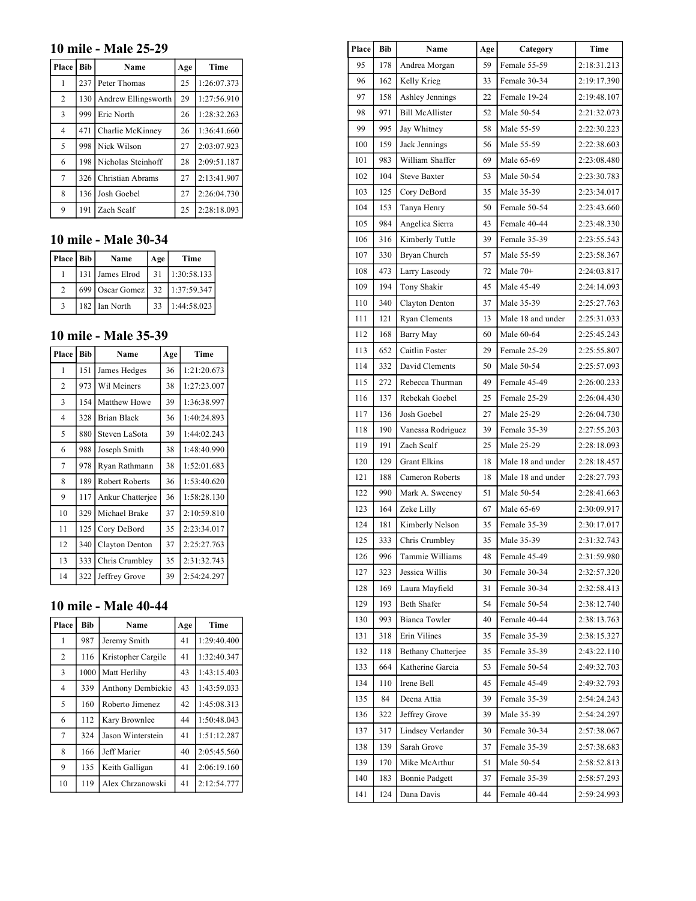## 10 mile - Male 25-29

| Place | Bib | Name | Age | Time |
|---|---|---|---|---|
| 1 | 237 | Peter Thomas | 25 | 1:26:07.373 |
| 2 | 130 | Andrew Ellingsworth | 29 | 1:27:56.910 |
| 3 | 999 | Eric North | 26 | 1:28:32.263 |
| 4 | 471 | Charlie McKinney | 26 | 1:36:41.660 |
| 5 | 998 | Nick Wilson | 27 | 2:03:07.923 |
| 6 | 198 | Nicholas Steinhoff | 28 | 2:09:51.187 |
| 7 | 326 | Christian Abrams | 27 | 2:13:41.907 |
| 8 | 136 | Josh Goebel | 27 | 2:26:04.730 |
| 9 | 191 | Zach Scalf | 25 | 2:28:18.093 |

## 10 mile - Male 30-34

| Place | Bib | Name | Age | Time |
|---|---|---|---|---|
| 1 | 131 | James Elrod | 31 | 1:30:58.133 |
| 2 | 699 | Oscar Gomez | 32 | 1:37:59.347 |
| 3 | 182 | Ian North | 33 | 1:44:58.023 |

## 10 mile - Male 35-39

| Place | Bib | Name | Age | Time |
|---|---|---|---|---|
| 1 | 151 | James Hedges | 36 | 1:21:20.673 |
| 2 | 973 | Wil Meiners | 38 | 1:27:23.007 |
| 3 | 154 | Matthew Howe | 39 | 1:36:38.997 |
| 4 | 328 | Brian Black | 36 | 1:40:24.893 |
| 5 | 880 | Steven LaSota | 39 | 1:44:02.243 |
| 6 | 988 | Joseph Smith | 38 | 1:48:40.990 |
| 7 | 978 | Ryan Rathmann | 38 | 1:52:01.683 |
| 8 | 189 | Robert Roberts | 36 | 1:53:40.620 |
| 9 | 117 | Ankur Chatterjee | 36 | 1:58:28.130 |
| 10 | 329 | Michael Brake | 37 | 2:10:59.810 |
| 11 | 125 | Cory DeBord | 35 | 2:23:34.017 |
| 12 | 340 | Clayton Denton | 37 | 2:25:27.763 |
| 13 | 333 | Chris Crumbley | 35 | 2:31:32.743 |
| 14 | 322 | Jeffrey Grove | 39 | 2:54:24.297 |

## 10 mile - Male 40-44

| Place | Bib | Name | Age | Time |
|---|---|---|---|---|
| 1 | 987 | Jeremy Smith | 41 | 1:29:40.400 |
| 2 | 116 | Kristopher Cargile | 41 | 1:32:40.347 |
| 3 | 1000 | Matt Herlihy | 43 | 1:43:15.403 |
| 4 | 339 | Anthony Dembickie | 43 | 1:43:59.033 |
| 5 | 160 | Roberto Jimenez | 42 | 1:45:08.313 |
| 6 | 112 | Kary Brownlee | 44 | 1:50:48.043 |
| 7 | 324 | Jason Winterstein | 41 | 1:51:12.287 |
| 8 | 166 | Jeff Marier | 40 | 2:05:45.560 |
| 9 | 135 | Keith Galligan | 41 | 2:06:19.160 |
| 10 | 119 | Alex Chrzanowski | 41 | 2:12:54.777 |

| Place | Bib | Name | Age | Category | Time |
|---|---|---|---|---|---|
| 95 | 178 | Andrea Morgan | 59 | Female 55-59 | 2:18:31.213 |
| 96 | 162 | Kelly Krieg | 33 | Female 30-34 | 2:19:17.390 |
| 97 | 158 | Ashley Jennings | 22 | Female 19-24 | 2:19:48.107 |
| 98 | 971 | Bill McAllister | 52 | Male 50-54 | 2:21:32.073 |
| 99 | 995 | Jay Whitney | 58 | Male 55-59 | 2:22:30.223 |
| 100 | 159 | Jack Jennings | 56 | Male 55-59 | 2:22:38.603 |
| 101 | 983 | William Shaffer | 69 | Male 65-69 | 2:23:08.480 |
| 102 | 104 | Steve Baxter | 53 | Male 50-54 | 2:23:30.783 |
| 103 | 125 | Cory DeBord | 35 | Male 35-39 | 2:23:34.017 |
| 104 | 153 | Tanya Henry | 50 | Female 50-54 | 2:23:43.660 |
| 105 | 984 | Angelica Sierra | 43 | Female 40-44 | 2:23:48.330 |
| 106 | 316 | Kimberly Tuttle | 39 | Female 35-39 | 2:23:55.543 |
| 107 | 330 | Bryan Church | 57 | Male 55-59 | 2:23:58.367 |
| 108 | 473 | Larry Lascody | 72 | Male 70+ | 2:24:03.817 |
| 109 | 194 | Tony Shakir | 45 | Male 45-49 | 2:24:14.093 |
| 110 | 340 | Clayton Denton | 37 | Male 35-39 | 2:25:27.763 |
| 111 | 121 | Ryan Clements | 13 | Male 18 and under | 2:25:31.033 |
| 112 | 168 | Barry May | 60 | Male 60-64 | 2:25:45.243 |
| 113 | 652 | Caitlin Foster | 29 | Female 25-29 | 2:25:55.807 |
| 114 | 332 | David Clements | 50 | Male 50-54 | 2:25:57.093 |
| 115 | 272 | Rebecca Thurman | 49 | Female 45-49 | 2:26:00.233 |
| 116 | 137 | Rebekah Goebel | 25 | Female 25-29 | 2:26:04.430 |
| 117 | 136 | Josh Goebel | 27 | Male 25-29 | 2:26:04.730 |
| 118 | 190 | Vanessa Rodriguez | 39 | Female 35-39 | 2:27:55.203 |
| 119 | 191 | Zach Scalf | 25 | Male 25-29 | 2:28:18.093 |
| 120 | 129 | Grant Elkins | 18 | Male 18 and under | 2:28:18.457 |
| 121 | 188 | Cameron Roberts | 18 | Male 18 and under | 2:28:27.793 |
| 122 | 990 | Mark A. Sweeney | 51 | Male 50-54 | 2:28:41.663 |
| 123 | 164 | Zeke Lilly | 67 | Male 65-69 | 2:30:09.917 |
| 124 | 181 | Kimberly Nelson | 35 | Female 35-39 | 2:30:17.017 |
| 125 | 333 | Chris Crumbley | 35 | Male 35-39 | 2:31:32.743 |
| 126 | 996 | Tammie Williams | 48 | Female 45-49 | 2:31:59.980 |
| 127 | 323 | Jessica Willis | 30 | Female 30-34 | 2:32:57.320 |
| 128 | 169 | Laura Mayfield | 31 | Female 30-34 | 2:32:58.413 |
| 129 | 193 | Beth Shafer | 54 | Female 50-54 | 2:38:12.740 |
| 130 | 993 | Bianca Towler | 40 | Female 40-44 | 2:38:13.763 |
| 131 | 318 | Erin Vilines | 35 | Female 35-39 | 2:38:15.327 |
| 132 | 118 | Bethany Chatterjee | 35 | Female 35-39 | 2:43:22.110 |
| 133 | 664 | Katherine Garcia | 53 | Female 50-54 | 2:49:32.703 |
| 134 | 110 | Irene Bell | 45 | Female 45-49 | 2:49:32.793 |
| 135 | 84 | Deena Attia | 39 | Female 35-39 | 2:54:24.243 |
| 136 | 322 | Jeffrey Grove | 39 | Male 35-39 | 2:54:24.297 |
| 137 | 317 | Lindsey Verlander | 30 | Female 30-34 | 2:57:38.067 |
| 138 | 139 | Sarah Grove | 37 | Female 35-39 | 2:57:38.683 |
| 139 | 170 | Mike McArthur | 51 | Male 50-54 | 2:58:52.813 |
| 140 | 183 | Bonnie Padgett | 37 | Female 35-39 | 2:58:57.293 |
| 141 | 124 | Dana Davis | 44 | Female 40-44 | 2:59:24.993 |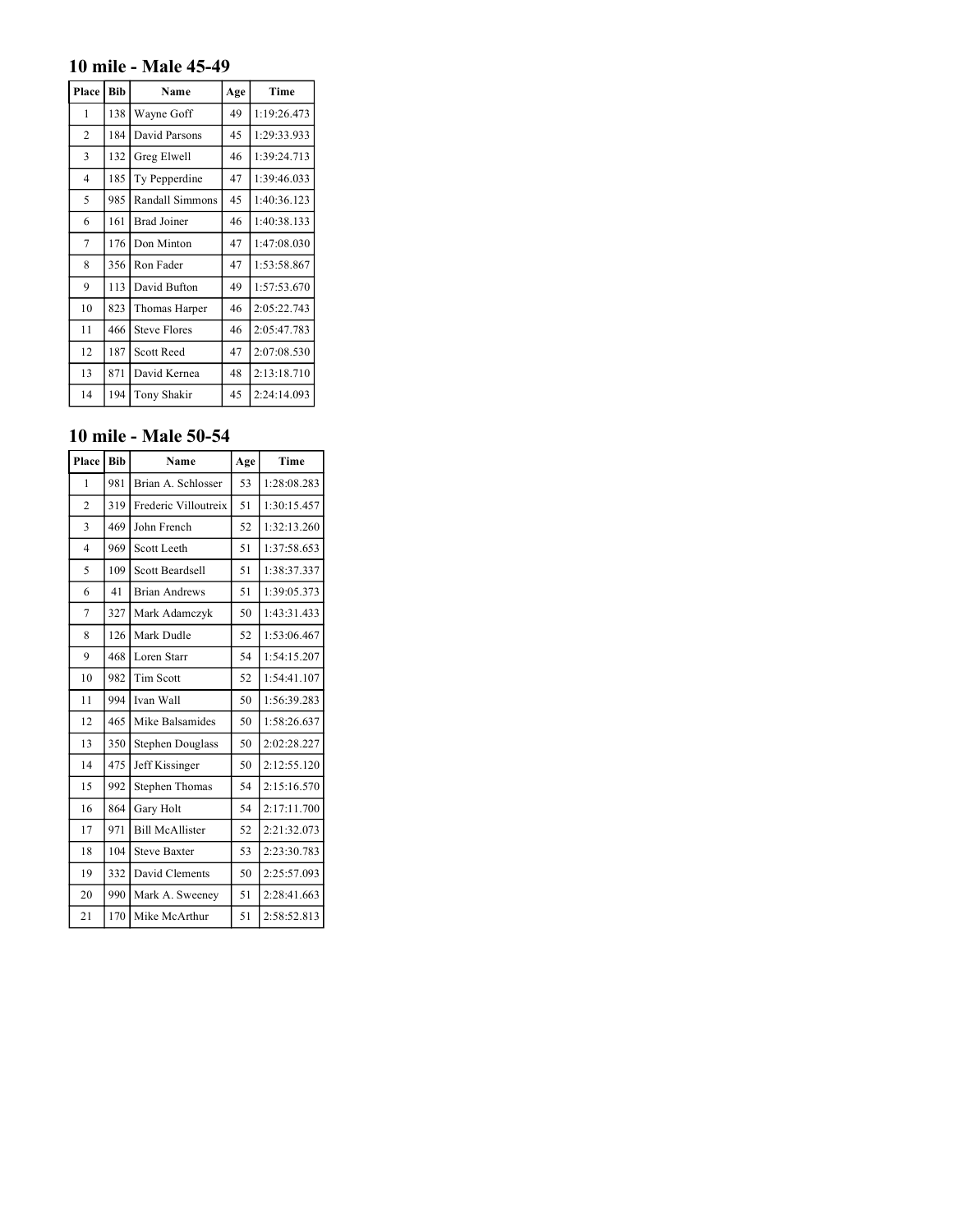## 10 mile - Male 45-49

| Place | Bib | Name | Age | Time |
|---|---|---|---|---|
| 1 | 138 | Wayne Goff | 49 | 1:19:26.473 |
| 2 | 184 | David Parsons | 45 | 1:29:33.933 |
| 3 | 132 | Greg Elwell | 46 | 1:39:24.713 |
| 4 | 185 | Ty Pepperdine | 47 | 1:39:46.033 |
| 5 | 985 | Randall Simmons | 45 | 1:40:36.123 |
| 6 | 161 | Brad Joiner | 46 | 1:40:38.133 |
| 7 | 176 | Don Minton | 47 | 1:47:08.030 |
| 8 | 356 | Ron Fader | 47 | 1:53:58.867 |
| 9 | 113 | David Bufton | 49 | 1:57:53.670 |
| 10 | 823 | Thomas Harper | 46 | 2:05:22.743 |
| 11 | 466 | Steve Flores | 46 | 2:05:47.783 |
| 12 | 187 | Scott Reed | 47 | 2:07:08.530 |
| 13 | 871 | David Kernea | 48 | 2:13:18.710 |
| 14 | 194 | Tony Shakir | 45 | 2:24:14.093 |

## 10 mile - Male 50-54

| Place | Bib | Name | Age | Time |
|---|---|---|---|---|
| 1 | 981 | Brian A. Schlosser | 53 | 1:28:08.283 |
| 2 | 319 | Frederic Villoutreix | 51 | 1:30:15.457 |
| 3 | 469 | John French | 52 | 1:32:13.260 |
| 4 | 969 | Scott Leeth | 51 | 1:37:58.653 |
| 5 | 109 | Scott Beardsell | 51 | 1:38:37.337 |
| 6 | 41 | Brian Andrews | 51 | 1:39:05.373 |
| 7 | 327 | Mark Adamczyk | 50 | 1:43:31.433 |
| 8 | 126 | Mark Dudle | 52 | 1:53:06.467 |
| 9 | 468 | Loren Starr | 54 | 1:54:15.207 |
| 10 | 982 | Tim Scott | 52 | 1:54:41.107 |
| 11 | 994 | Ivan Wall | 50 | 1:56:39.283 |
| 12 | 465 | Mike Balsamides | 50 | 1:58:26.637 |
| 13 | 350 | Stephen Douglass | 50 | 2:02:28.227 |
| 14 | 475 | Jeff Kissinger | 50 | 2:12:55.120 |
| 15 | 992 | Stephen Thomas | 54 | 2:15:16.570 |
| 16 | 864 | Gary Holt | 54 | 2:17:11.700 |
| 17 | 971 | Bill McAllister | 52 | 2:21:32.073 |
| 18 | 104 | Steve Baxter | 53 | 2:23:30.783 |
| 19 | 332 | David Clements | 50 | 2:25:57.093 |
| 20 | 990 | Mark A. Sweeney | 51 | 2:28:41.663 |
| 21 | 170 | Mike McArthur | 51 | 2:58:52.813 |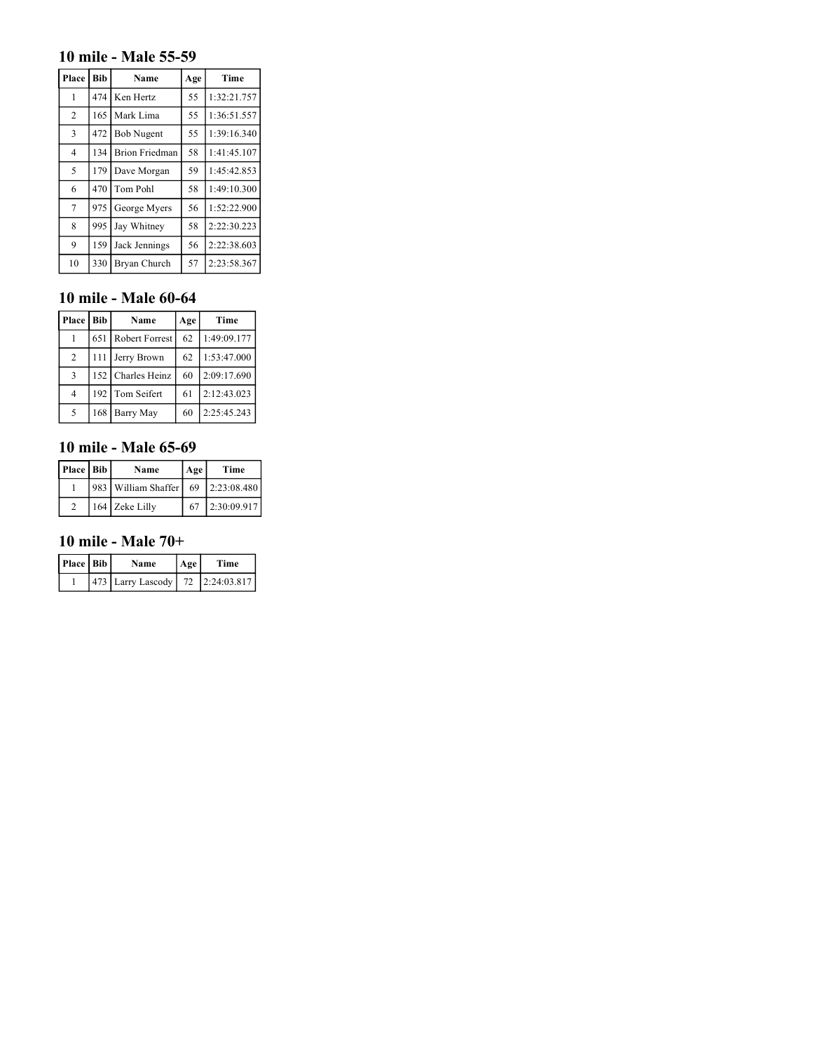## 10 mile - Male 55-59

| Place | Bib | Name | Age | Time |
|---|---|---|---|---|
| 1 | 474 | Ken Hertz | 55 | 1:32:21.757 |
| 2 | 165 | Mark Lima | 55 | 1:36:51.557 |
| 3 | 472 | Bob Nugent | 55 | 1:39:16.340 |
| 4 | 134 | Brion Friedman | 58 | 1:41:45.107 |
| 5 | 179 | Dave Morgan | 59 | 1:45:42.853 |
| 6 | 470 | Tom Pohl | 58 | 1:49:10.300 |
| 7 | 975 | George Myers | 56 | 1:52:22.900 |
| 8 | 995 | Jay Whitney | 58 | 2:22:30.223 |
| 9 | 159 | Jack Jennings | 56 | 2:22:38.603 |
| 10 | 330 | Bryan Church | 57 | 2:23:58.367 |

## 10 mile - Male 60-64

| Place | Bib | Name | Age | Time |
|---|---|---|---|---|
| 1 | 651 | Robert Forrest | 62 | 1:49:09.177 |
| 2 | 111 | Jerry Brown | 62 | 1:53:47.000 |
| 3 | 152 | Charles Heinz | 60 | 2:09:17.690 |
| 4 | 192 | Tom Seifert | 61 | 2:12:43.023 |
| 5 | 168 | Barry May | 60 | 2:25:45.243 |

## 10 mile - Male 65-69

| Place | Bib | Name | Age | Time |
|---|---|---|---|---|
| 1 | 983 | William Shaffer | 69 | 2:23:08.480 |
| 2 | 164 | Zeke Lilly | 67 | 2:30:09.917 |

## 10 mile - Male 70+

| Place | Bib | Name | Age | Time |
|---|---|---|---|---|
| 1 | 473 | Larry Lascody | 72 | 2:24:03.817 |